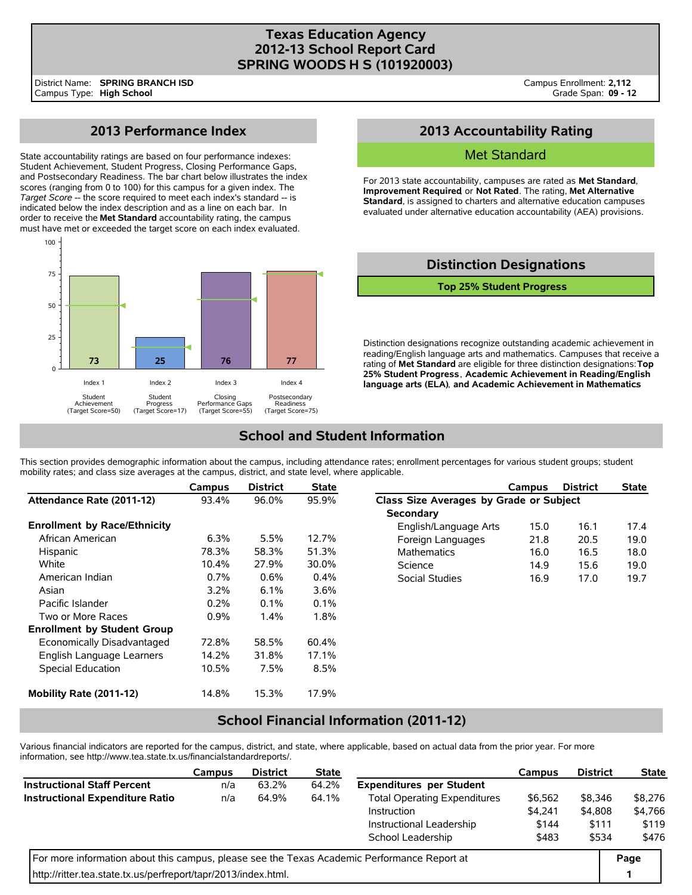# Texas Education Agency
# 2012-13 School Report Card
# SPRING WOODS H S (101920003)

District Name: **SPRING BRANCH ISD**
Campus Type: **High School**

Campus Enrollment: **2,112**
Grade Span: **09 - 12**

## 2013 Performance Index

State accountability ratings are based on four performance indexes: Student Achievement, Student Progress, Closing Performance Gaps, and Postsecondary Readiness. The bar chart below illustrates the index scores (ranging from 0 to 100) for this campus for a given index. The *Target Score* -- the score required to meet each index's standard -- is indicated below the index description and as a line on each bar. In order to receive the **Met Standard** accountability rating, the campus must have met or exceeded the target score on each index evaluated.

| Index | Description | Score | Target Score |
|---|---|---|---|
| Index 1 | Student Achievement | 73 | 50 |
| Index 2 | Student Progress | 25 | 17 |
| Index 3 | Closing Performance Gaps | 76 | 55 |
| Index 4 | Postsecondary Readiness | 77 | 75 |

## 2013 Accountability Rating

**Met Standard**

For 2013 state accountability, campuses are rated as **Met Standard**, **Improvement Required**, or **Not Rated**. The rating, **Met Alternative Standard**, is assigned to charters and alternative education campuses evaluated under alternative education accountability (AEA) provisions.

## Distinction Designations

**Top 25% Student Progress**

Distinction designations recognize outstanding academic achievement in reading/English language arts and mathematics. Campuses that receive a rating of **Met Standard** are eligible for three distinction designations: **Top 25% Student Progress**, **Academic Achievement in Reading/English language arts (ELA)**, and **Academic Achievement in Mathematics**

## School and Student Information

This section provides demographic information about the campus, including attendance rates; enrollment percentages for various student groups; student mobility rates; and class size averages at the campus, district, and state level, where applicable.

| | Campus | District | State |
|---|---|---|---|
| **Attendance Rate (2011-12)** | 93.4% | 96.0% | 95.9% |
| **Enrollment by Race/Ethnicity** | | | |
| African American | 6.3% | 5.5% | 12.7% |
| Hispanic | 78.3% | 58.3% | 51.3% |
| White | 10.4% | 27.9% | 30.0% |
| American Indian | 0.7% | 0.6% | 0.4% |
| Asian | 3.2% | 6.1% | 3.6% |
| Pacific Islander | 0.2% | 0.1% | 0.1% |
| Two or More Races | 0.9% | 1.4% | 1.8% |
| **Enrollment by Student Group** | | | |
| Economically Disadvantaged | 72.8% | 58.5% | 60.4% |
| English Language Learners | 14.2% | 31.8% | 17.1% |
| Special Education | 10.5% | 7.5% | 8.5% |
| **Mobility Rate (2011-12)** | 14.8% | 15.3% | 17.9% |

| | Campus | District | State |
|---|---|---|---|
| **Class Size Averages by Grade or Subject** | | | |
| **Secondary** | | | |
| English/Language Arts | 15.0 | 16.1 | 17.4 |
| Foreign Languages | 21.8 | 20.5 | 19.0 |
| Mathematics | 16.0 | 16.5 | 18.0 |
| Science | 14.9 | 15.6 | 19.0 |
| Social Studies | 16.9 | 17.0 | 19.7 |

## School Financial Information (2011-12)

Various financial indicators are reported for the campus, district, and state, where applicable, based on actual data from the prior year. For more information, see http://www.tea.state.tx.us/financialstandardreports/.

| | Campus | District | State |
|---|---|---|---|
| **Instructional Staff Percent** | n/a | 63.2% | 64.2% |
| **Instructional Expenditure Ratio** | n/a | 64.9% | 64.1% |

| | Campus | District | State |
|---|---|---|---|
| **Expenditures per Student** | | | |
| Total Operating Expenditures | $6,562 | $8,346 | $8,276 |
| Instruction | $4,241 | $4,808 | $4,766 |
| Instructional Leadership | $144 | $111 | $119 |
| School Leadership | $483 | $534 | $476 |

For more information about this campus, please see the Texas Academic Performance Report at http://ritter.tea.state.tx.us/perfreport/tapr/2013/index.html.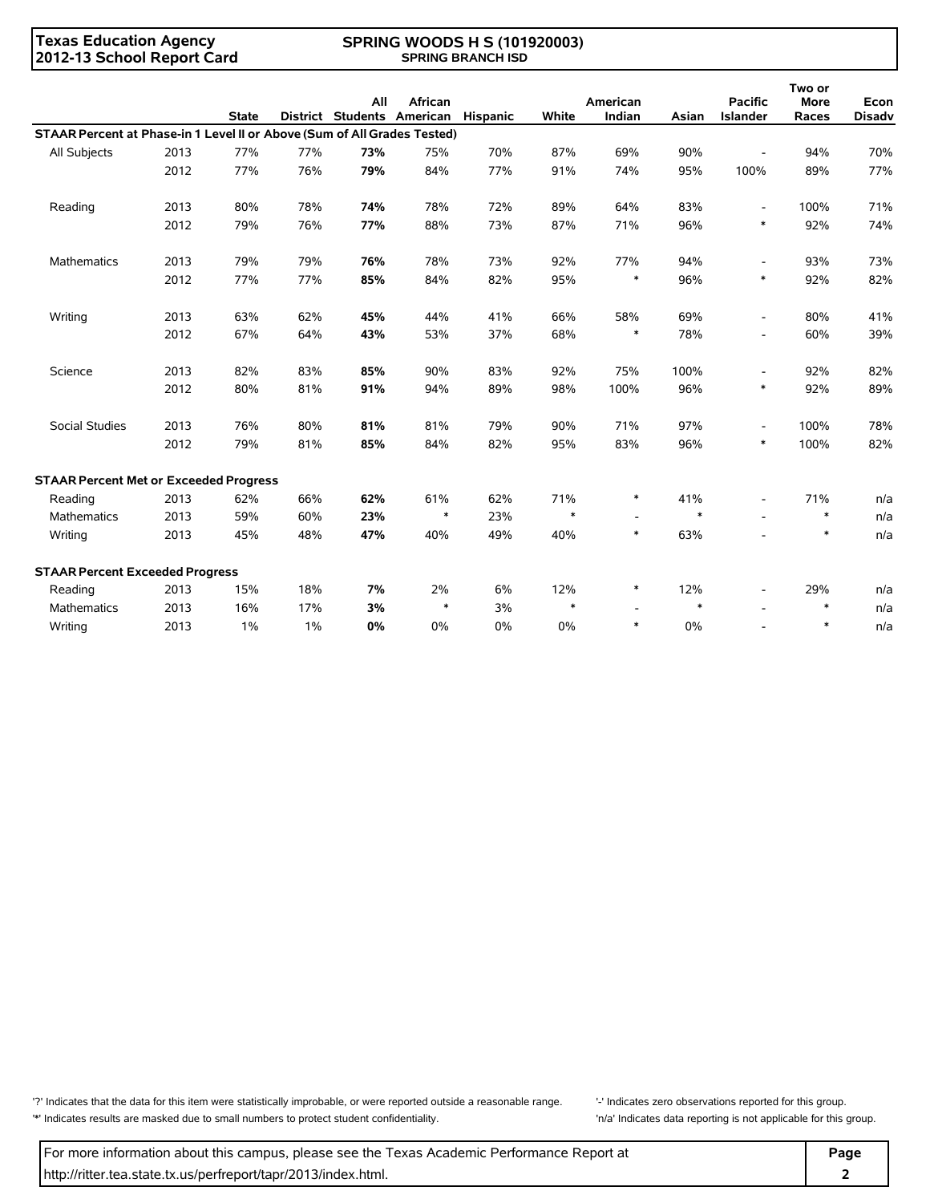**Texas Education Agency**
**2012-13 School Report Card**

**SPRING WOODS H S (101920003)**
**SPRING BRANCH ISD**

| | | State | District | All Students | African American | Hispanic | White | American Indian | Asian | Pacific Islander | Two or More Races | Econ Disadv |
|---|---|---|---|---|---|---|---|---|---|---|---|---|
| **STAAR Percent at Phase-in 1 Level II or Above (Sum of All Grades Tested)** | | | | | | | | | | | | |
| All Subjects | 2013 | 77% | 77% | **73%** | 75% | 70% | 87% | 69% | 90% | - | 94% | 70% |
| | 2012 | 77% | 76% | **79%** | 84% | 77% | 91% | 74% | 95% | 100% | 89% | 77% |
| Reading | 2013 | 80% | 78% | **74%** | 78% | 72% | 89% | 64% | 83% | - | 100% | 71% |
| | 2012 | 79% | 76% | **77%** | 88% | 73% | 87% | 71% | 96% | * | 92% | 74% |
| Mathematics | 2013 | 79% | 79% | **76%** | 78% | 73% | 92% | 77% | 94% | - | 93% | 73% |
| | 2012 | 77% | 77% | **85%** | 84% | 82% | 95% | * | 96% | * | 92% | 82% |
| Writing | 2013 | 63% | 62% | **45%** | 44% | 41% | 66% | 58% | 69% | - | 80% | 41% |
| | 2012 | 67% | 64% | **43%** | 53% | 37% | 68% | * | 78% | - | 60% | 39% |
| Science | 2013 | 82% | 83% | **85%** | 90% | 83% | 92% | 75% | 100% | - | 92% | 82% |
| | 2012 | 80% | 81% | **91%** | 94% | 89% | 98% | 100% | 96% | * | 92% | 89% |
| Social Studies | 2013 | 76% | 80% | **81%** | 81% | 79% | 90% | 71% | 97% | - | 100% | 78% |
| | 2012 | 79% | 81% | **85%** | 84% | 82% | 95% | 83% | 96% | * | 100% | 82% |
| **STAAR Percent Met or Exceeded Progress** | | | | | | | | | | | | |
| Reading | 2013 | 62% | 66% | **62%** | 61% | 62% | 71% | * | 41% | - | 71% | n/a |
| Mathematics | 2013 | 59% | 60% | **23%** | * | 23% | * | - | * | - | * | n/a |
| Writing | 2013 | 45% | 48% | **47%** | 40% | 49% | 40% | * | 63% | - | * | n/a |
| **STAAR Percent Exceeded Progress** | | | | | | | | | | | | |
| Reading | 2013 | 15% | 18% | **7%** | 2% | 6% | 12% | * | 12% | - | 29% | n/a |
| Mathematics | 2013 | 16% | 17% | **3%** | * | 3% | * | - | * | - | * | n/a |
| Writing | 2013 | 1% | 1% | **0%** | 0% | 0% | 0% | * | 0% | - | * | n/a |

'?' Indicates that the data for this item were statistically improbable, or were reported outside a reasonable range.
'*' Indicates results are masked due to small numbers to protect student confidentiality.
'-' Indicates zero observations reported for this group.
'n/a' Indicates data reporting is not applicable for this group.

For more information about this campus, please see the Texas Academic Performance Report at http://ritter.tea.state.tx.us/perfreport/tapr/2013/index.html.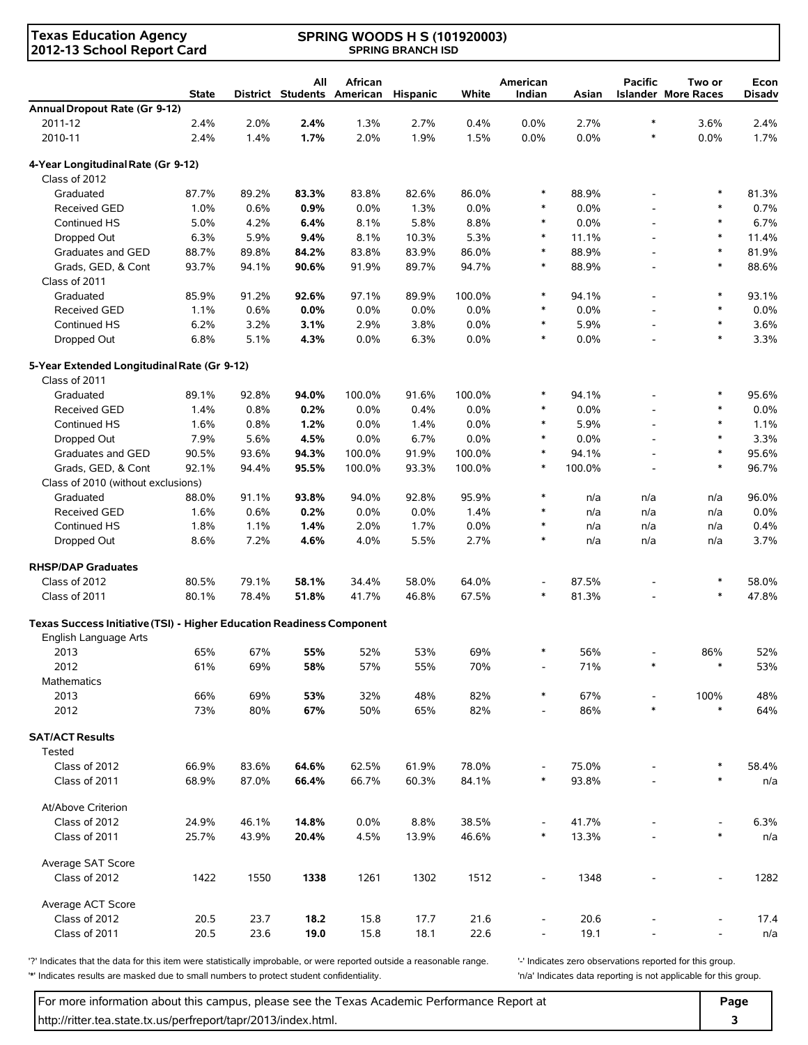**Texas Education Agency**
**2012-13 School Report Card**

**SPRING WOODS H S (101920003)**
**SPRING BRANCH ISD**

| | State | District | All Students | African American | Hispanic | White | American Indian | Asian | Pacific Islander | Two or More Races | Econ Disadv |
|---|---|---|---|---|---|---|---|---|---|---|---|
| **Annual Dropout Rate (Gr 9-12)** | | | | | | | | | | | |
| 2011-12 | 2.4% | 2.0% | **2.4%** | 1.3% | 2.7% | 0.4% | 0.0% | 2.7% | * | 3.6% | 2.4% |
| 2010-11 | 2.4% | 1.4% | **1.7%** | 2.0% | 1.9% | 1.5% | 0.0% | 0.0% | * | 0.0% | 1.7% |
| **4-Year Longitudinal Rate (Gr 9-12)** | | | | | | | | | | | |
| Class of 2012 | | | | | | | | | | | |
| Graduated | 87.7% | 89.2% | **83.3%** | 83.8% | 82.6% | 86.0% | * | 88.9% | - | * | 81.3% |
| Received GED | 1.0% | 0.6% | **0.9%** | 0.0% | 1.3% | 0.0% | * | 0.0% | - | * | 0.7% |
| Continued HS | 5.0% | 4.2% | **6.4%** | 8.1% | 5.8% | 8.8% | * | 0.0% | - | * | 6.7% |
| Dropped Out | 6.3% | 5.9% | **9.4%** | 8.1% | 10.3% | 5.3% | * | 11.1% | - | * | 11.4% |
| Graduates and GED | 88.7% | 89.8% | **84.2%** | 83.8% | 83.9% | 86.0% | * | 88.9% | - | * | 81.9% |
| Grads, GED, & Cont | 93.7% | 94.1% | **90.6%** | 91.9% | 89.7% | 94.7% | * | 88.9% | - | * | 88.6% |
| Class of 2011 | | | | | | | | | | | |
| Graduated | 85.9% | 91.2% | **92.6%** | 97.1% | 89.9% | 100.0% | * | 94.1% | - | * | 93.1% |
| Received GED | 1.1% | 0.6% | **0.0%** | 0.0% | 0.0% | 0.0% | * | 0.0% | - | * | 0.0% |
| Continued HS | 6.2% | 3.2% | **3.1%** | 2.9% | 3.8% | 0.0% | * | 5.9% | - | * | 3.6% |
| Dropped Out | 6.8% | 5.1% | **4.3%** | 0.0% | 6.3% | 0.0% | * | 0.0% | - | * | 3.3% |
| **5-Year Extended Longitudinal Rate (Gr 9-12)** | | | | | | | | | | | |
| Class of 2011 | | | | | | | | | | | |
| Graduated | 89.1% | 92.8% | **94.0%** | 100.0% | 91.6% | 100.0% | * | 94.1% | - | * | 95.6% |
| Received GED | 1.4% | 0.8% | **0.2%** | 0.0% | 0.4% | 0.0% | * | 0.0% | - | * | 0.0% |
| Continued HS | 1.6% | 0.8% | **1.2%** | 0.0% | 1.4% | 0.0% | * | 5.9% | - | * | 1.1% |
| Dropped Out | 7.9% | 5.6% | **4.5%** | 0.0% | 6.7% | 0.0% | * | 0.0% | - | * | 3.3% |
| Graduates and GED | 90.5% | 93.6% | **94.3%** | 100.0% | 91.9% | 100.0% | * | 94.1% | - | * | 95.6% |
| Grads, GED, & Cont | 92.1% | 94.4% | **95.5%** | 100.0% | 93.3% | 100.0% | * | 100.0% | - | * | 96.7% |
| Class of 2010 (without exclusions) | | | | | | | | | | | |
| Graduated | 88.0% | 91.1% | **93.8%** | 94.0% | 92.8% | 95.9% | * | n/a | n/a | n/a | 96.0% |
| Received GED | 1.6% | 0.6% | **0.2%** | 0.0% | 0.0% | 1.4% | * | n/a | n/a | n/a | 0.0% |
| Continued HS | 1.8% | 1.1% | **1.4%** | 2.0% | 1.7% | 0.0% | * | n/a | n/a | n/a | 0.4% |
| Dropped Out | 8.6% | 7.2% | **4.6%** | 4.0% | 5.5% | 2.7% | * | n/a | n/a | n/a | 3.7% |
| **RHSP/DAP Graduates** | | | | | | | | | | | |
| Class of 2012 | 80.5% | 79.1% | **58.1%** | 34.4% | 58.0% | 64.0% | - | 87.5% | - | * | 58.0% |
| Class of 2011 | 80.1% | 78.4% | **51.8%** | 41.7% | 46.8% | 67.5% | * | 81.3% | - | * | 47.8% |
| **Texas Success Initiative (TSI) - Higher Education Readiness Component** | | | | | | | | | | | |
| English Language Arts | | | | | | | | | | | |
| 2013 | 65% | 67% | **55%** | 52% | 53% | 69% | * | 56% | - | 86% | 52% |
| 2012 | 61% | 69% | **58%** | 57% | 55% | 70% | - | 71% | * | * | 53% |
| Mathematics | | | | | | | | | | | |
| 2013 | 66% | 69% | **53%** | 32% | 48% | 82% | * | 67% | - | 100% | 48% |
| 2012 | 73% | 80% | **67%** | 50% | 65% | 82% | - | 86% | * | * | 64% |
| **SAT/ACT Results** | | | | | | | | | | | |
| Tested | | | | | | | | | | | |
| Class of 2012 | 66.9% | 83.6% | **64.6%** | 62.5% | 61.9% | 78.0% | - | 75.0% | - | * | 58.4% |
| Class of 2011 | 68.9% | 87.0% | **66.4%** | 66.7% | 60.3% | 84.1% | * | 93.8% | - | * | n/a |
| At/Above Criterion | | | | | | | | | | | |
| Class of 2012 | 24.9% | 46.1% | **14.8%** | 0.0% | 8.8% | 38.5% | - | 41.7% | - | - | 6.3% |
| Class of 2011 | 25.7% | 43.9% | **20.4%** | 4.5% | 13.9% | 46.6% | * | 13.3% | - | * | n/a |
| Average SAT Score | | | | | | | | | | | |
| Class of 2012 | 1422 | 1550 | **1338** | 1261 | 1302 | 1512 | - | 1348 | - | - | 1282 |
| Average ACT Score | | | | | | | | | | | |
| Class of 2012 | 20.5 | 23.7 | **18.2** | 15.8 | 17.7 | 21.6 | - | 20.6 | - | - | 17.4 |
| Class of 2011 | 20.5 | 23.6 | **19.0** | 15.8 | 18.1 | 22.6 | - | 19.1 | - | - | n/a |

'?' Indicates that the data for this item were statistically improbable, or were reported outside a reasonable range.
'*' Indicates results are masked due to small numbers to protect student confidentiality.
'-' Indicates zero observations reported for this group.
'n/a' Indicates data reporting is not applicable for this group.

For more information about this campus, please see the Texas Academic Performance Report at http://ritter.tea.state.tx.us/perfreport/tapr/2013/index.html.